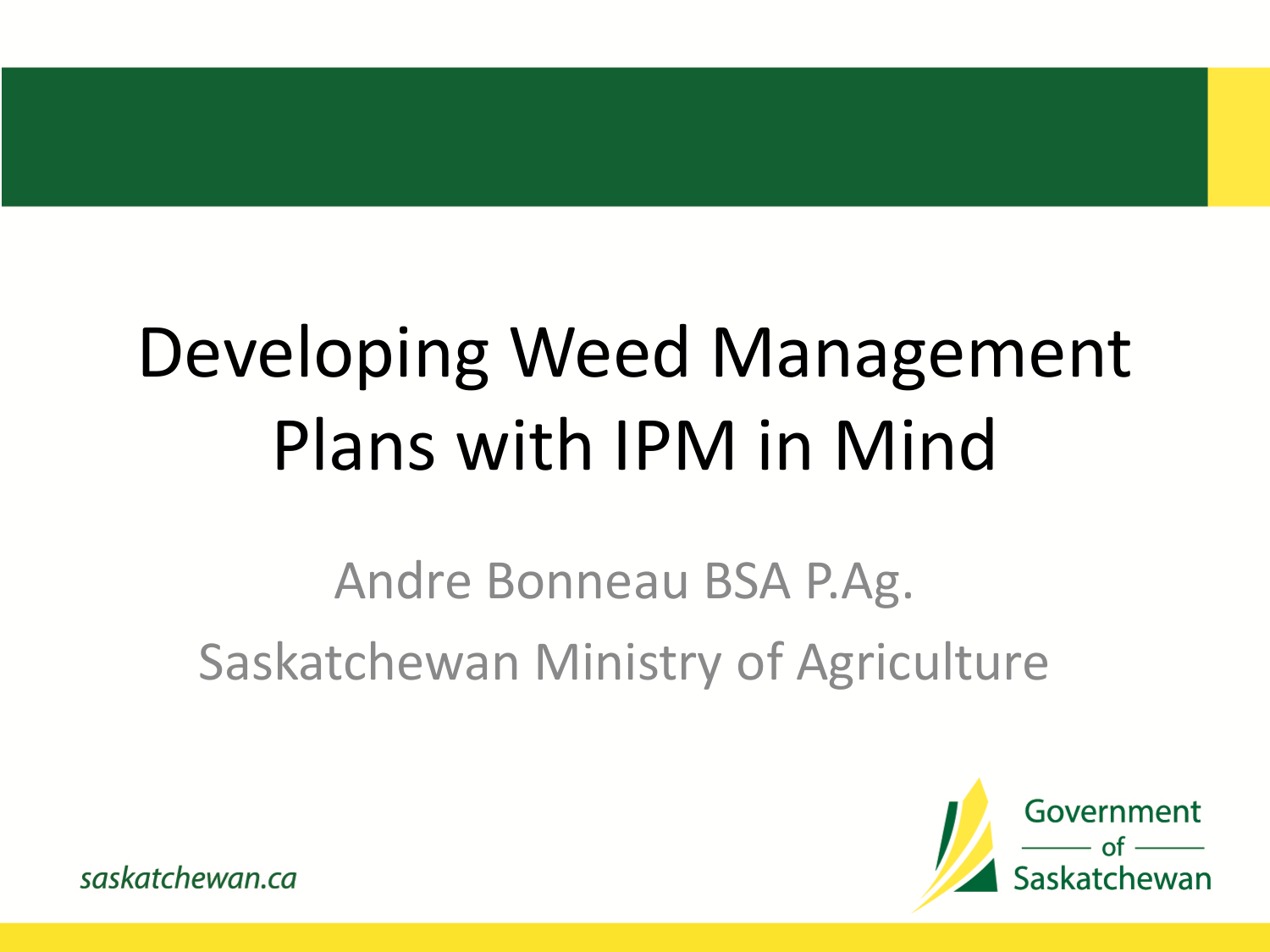# Developing Weed Management Plans with IPM in Mind

Andre Bonneau BSA P.Ag.

Saskatchewan Ministry of Agriculture

*saskatchewan.ca*

Government of Saskatchewan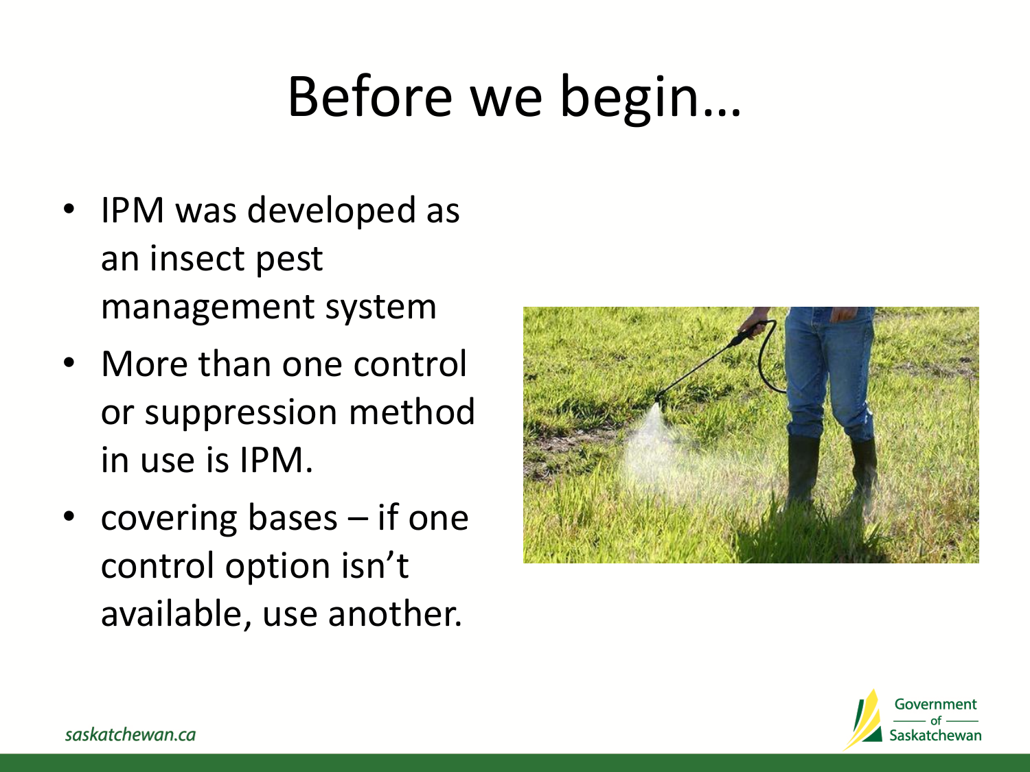# Before we begin…

- IPM was developed as an insect pest management system
- More than one control or suppression method in use is IPM.
- covering bases – if one control option isn't available, use another.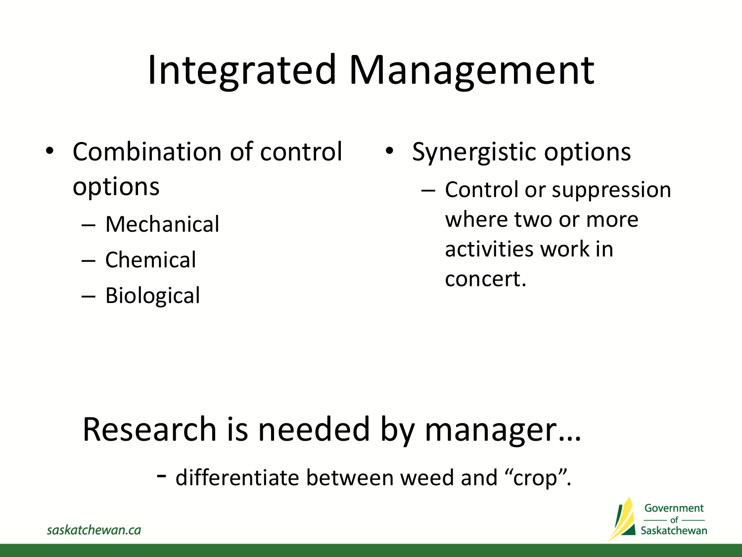# Integrated Management

- Combination of control options
  - Mechanical
  - Chemical
  - Biological

- Synergistic options
  - Control or suppression where two or more activities work in concert.

## Research is needed by manager…

- differentiate between weed and “crop”.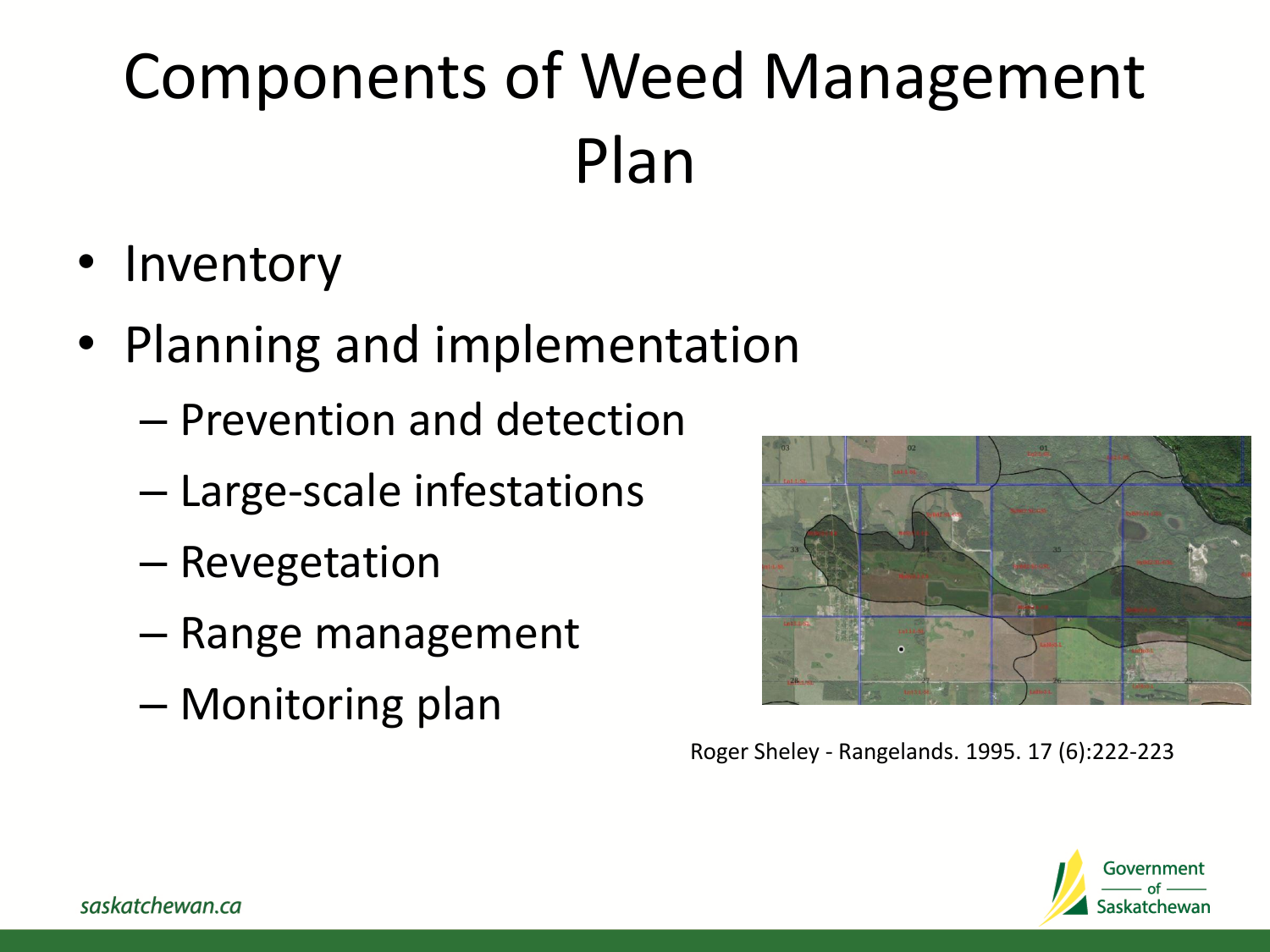# Components of Weed Management Plan

- Inventory
- Planning and implementation
  - Prevention and detection
  - Large-scale infestations
  - Revegetation
  - Range management
  - Monitoring plan

Roger Sheley - Rangelands. 1995. 17 (6):222-223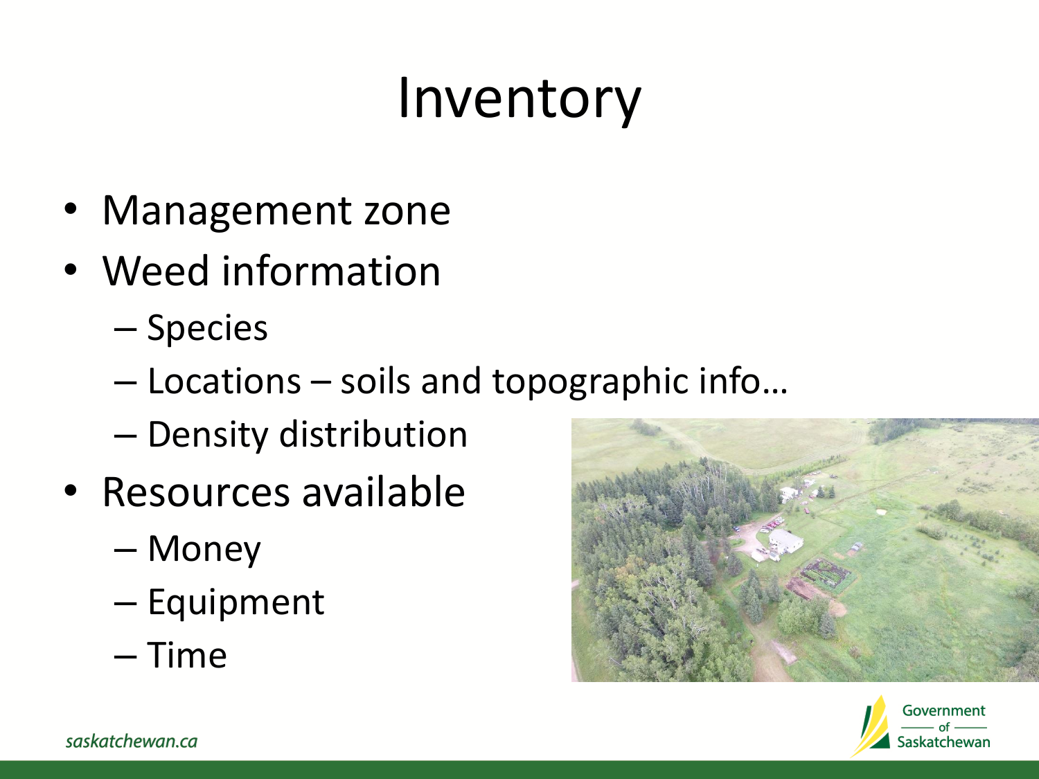# Inventory

- Management zone
- Weed information
  - Species
  - Locations – soils and topographic info…
  - Density distribution
- Resources available
  - Money
  - Equipment
  - Time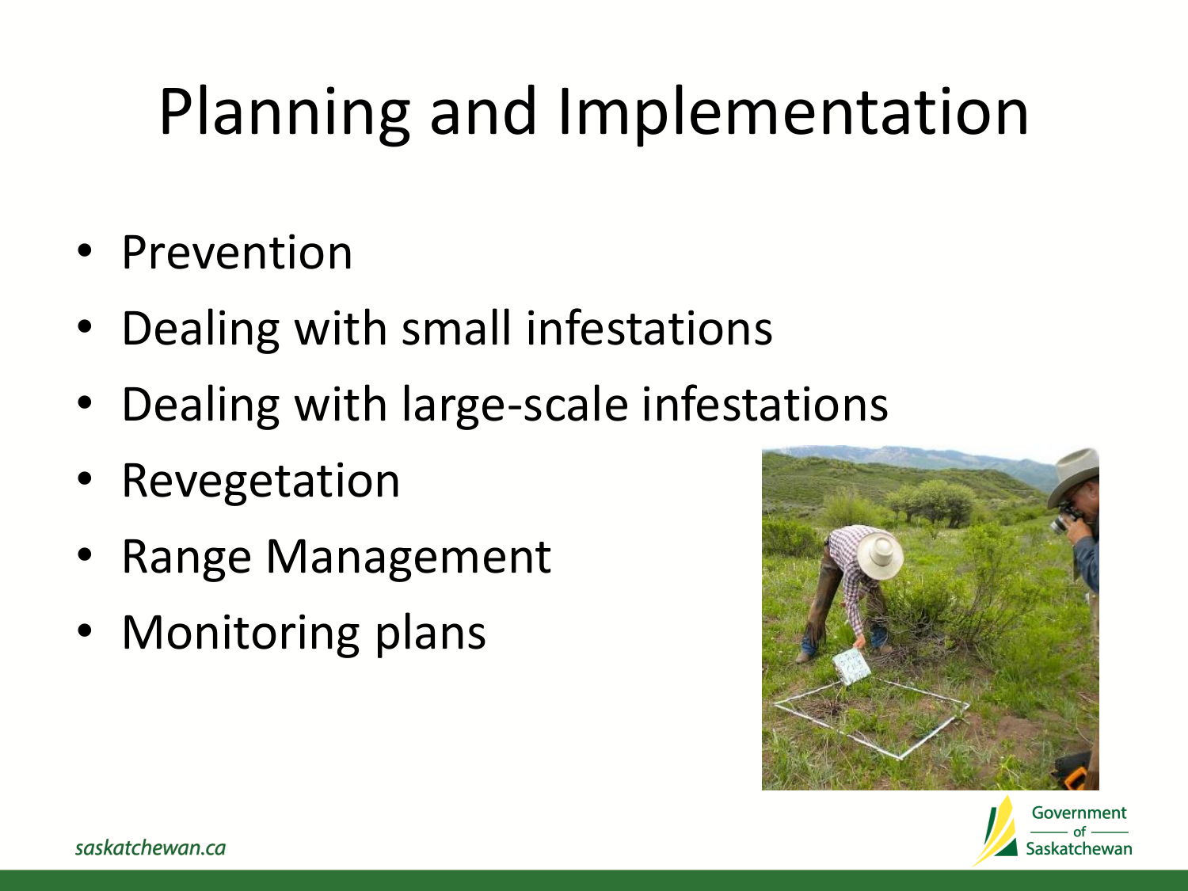# Planning and Implementation

- Prevention
- Dealing with small infestations
- Dealing with large-scale infestations
- Revegetation
- Range Management
- Monitoring plans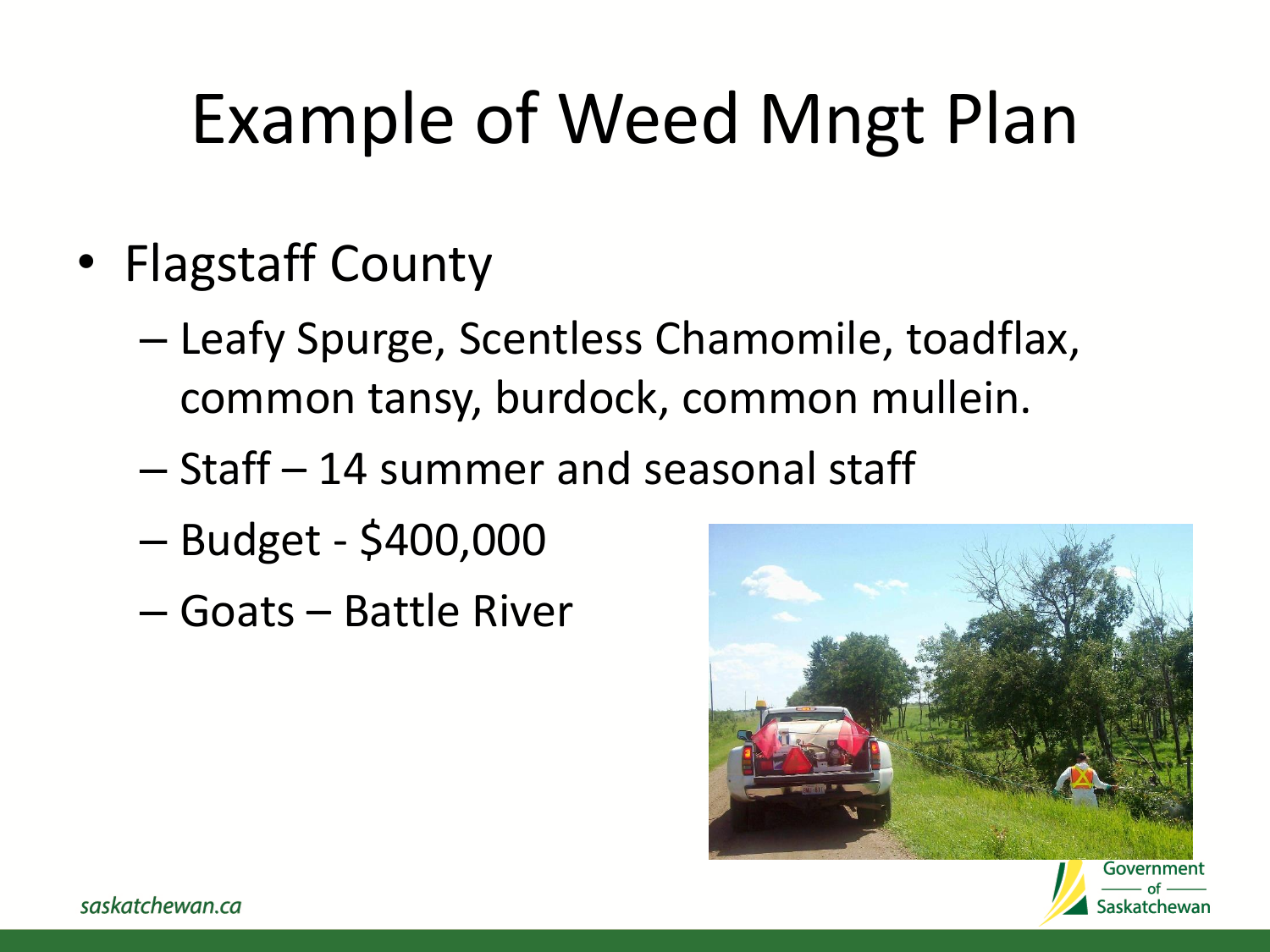# Example of Weed Mngt Plan

- Flagstaff County
  - Leafy Spurge, Scentless Chamomile, toadflax, common tansy, burdock, common mullein.
  - Staff – 14 summer and seasonal staff
  - Budget - $400,000
  - Goats – Battle River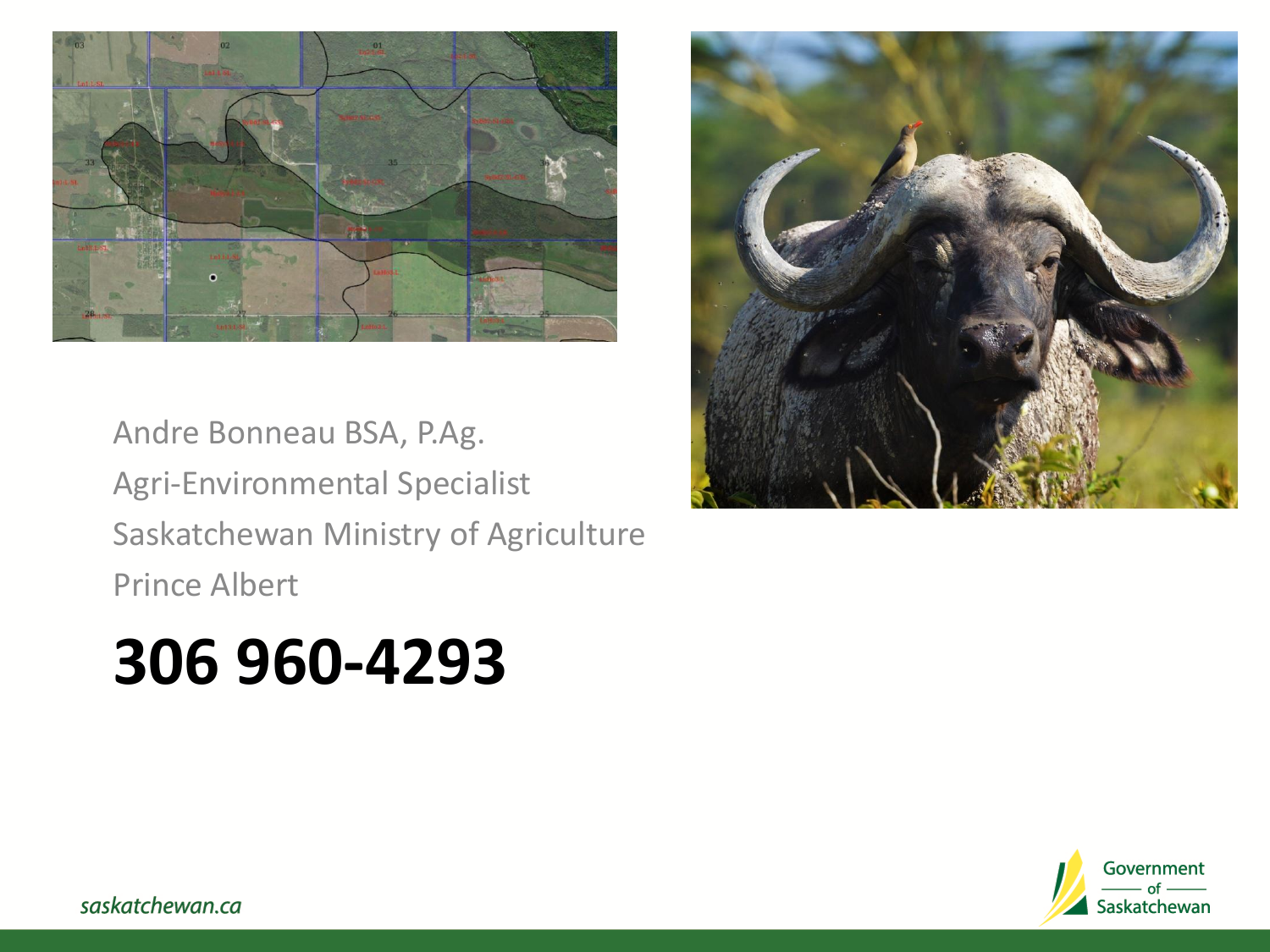Andre Bonneau BSA, P.Ag.

Agri-Environmental Specialist

Saskatchewan Ministry of Agriculture

Prince Albert

# 306 960-4293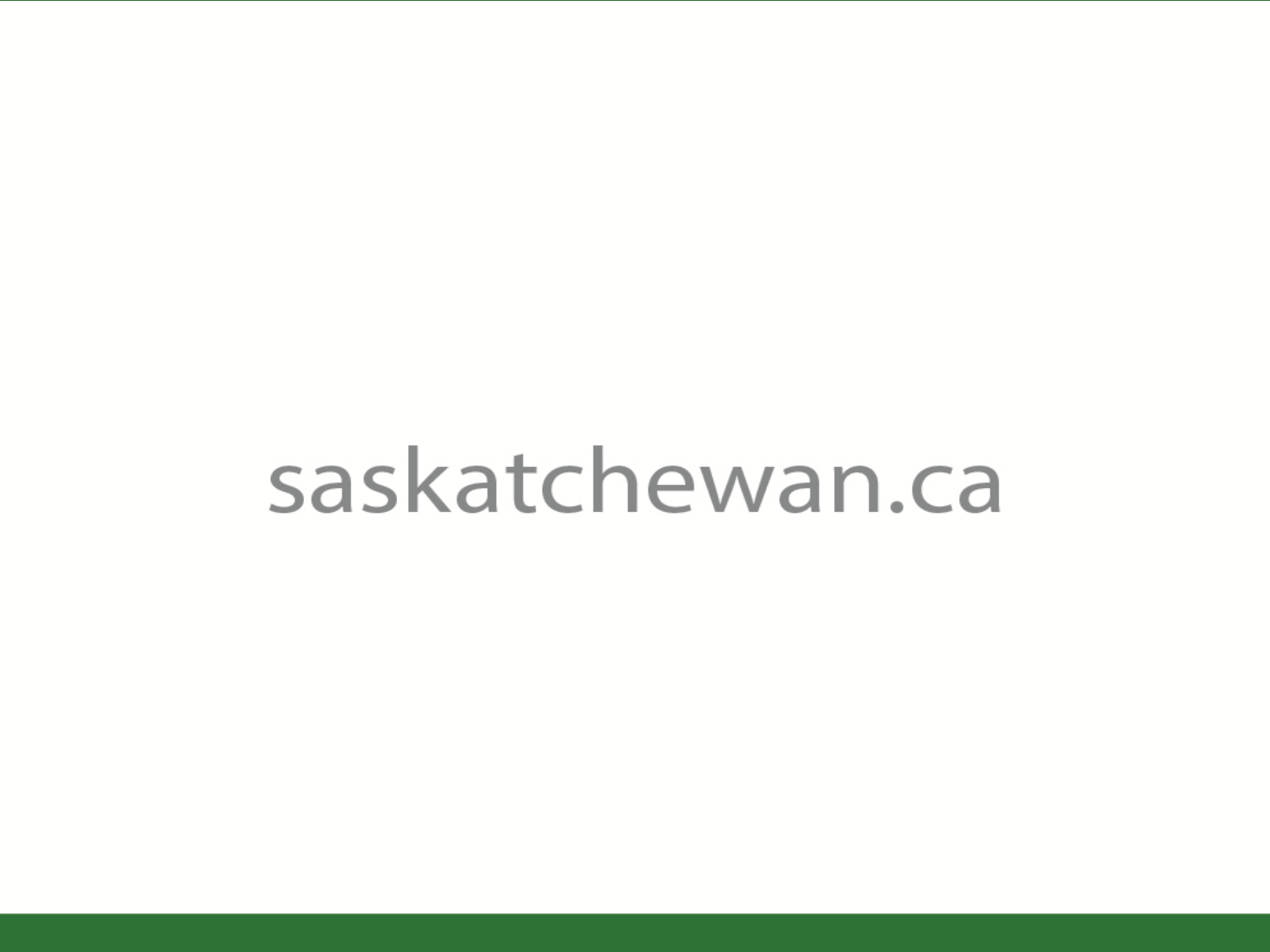saskatchewan.ca